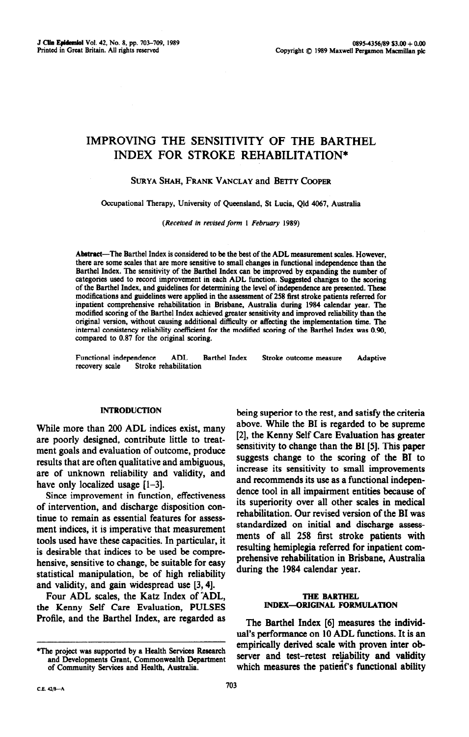# IMPROVING THE SENSITIVITY OF THE BARTHEL INDEX FOR STROKE REHABILITATION*

SURYA SHAH, FRANK VANCLAY and BETTY COOPER

Occupational Therapy, University of Queensland, St Lucia, Qld 4067, Australia

*(Received in revised form 1 February 1989)*

**Abstract**—The Barthel Index is considered to be the best of the ADL measurement scales. However, there are some scales that are more sensitive to small changes in functional independence than the Barthel Index. The sensitivity of the Barthel Index can be improved by expanding the number of categories used to record improvement in each ADL function. Suggested changes to the scoring of the Barthel Index, and guidelines for determining the level of independence are presented. These modifications and guidelines were applied in the assessment of 258 first stroke patients referred for inpatient comprehensive rehabilitation in Brisbane, Australia during 1984 calendar year. The modified scoring of the Barthel Index achieved greater sensitivity and improved reliability than the original version, without causing additional difficulty or affecting the implementation time. The internal consistency reliability coefficient for the modified scoring of the Barthel Index was 0.90, compared to 0.87 for the original scoring.

Functional independence    ADL    Barthel Index    Stroke outcome measure    Adaptive recovery scale    Stroke rehabilitation

## INTRODUCTION

While more than 200 ADL indices exist, many are poorly designed, contribute little to treatment goals and evaluation of outcome, produce results that are often qualitative and ambiguous, are of unknown reliability and validity, and have only localized usage [1–3].

Since improvement in function, effectiveness of intervention, and discharge disposition continue to remain as essential features for assessment indices, it is imperative that measurement tools used have these capacities. In particular, it is desirable that indices to be used be comprehensive, sensitive to change, be suitable for easy statistical manipulation, be of high reliability and validity, and gain widespread use [3, 4].

Four ADL scales, the Katz Index of ADL, the Kenny Self Care Evaluation, PULSES Profile, and the Barthel Index, are regarded as being superior to the rest, and satisfy the criteria above. While the BI is regarded to be supreme [2], the Kenny Self Care Evaluation has greater sensitivity to change than the BI [5]. This paper suggests change to the scoring of the BI to increase its sensitivity to small improvements and recommends its use as a functional independence tool in all impairment entities because of its superiority over all other scales in medical rehabilitation. Our revised version of the BI was standardized on initial and discharge assessments of all 258 first stroke patients with resulting hemiplegia referred for inpatient comprehensive rehabilitation in Brisbane, Australia during the 1984 calendar year.

## THE BARTHEL INDEX—ORIGINAL FORMULATION

The Barthel Index [6] measures the individual's performance on 10 ADL functions. It is an empirically derived scale with proven inter observer and test–retest reliability and validity which measures the patient's functional ability

*The project was supported by a Health Services Research and Developments Grant, Commonwealth Department of Community Services and Health, Australia.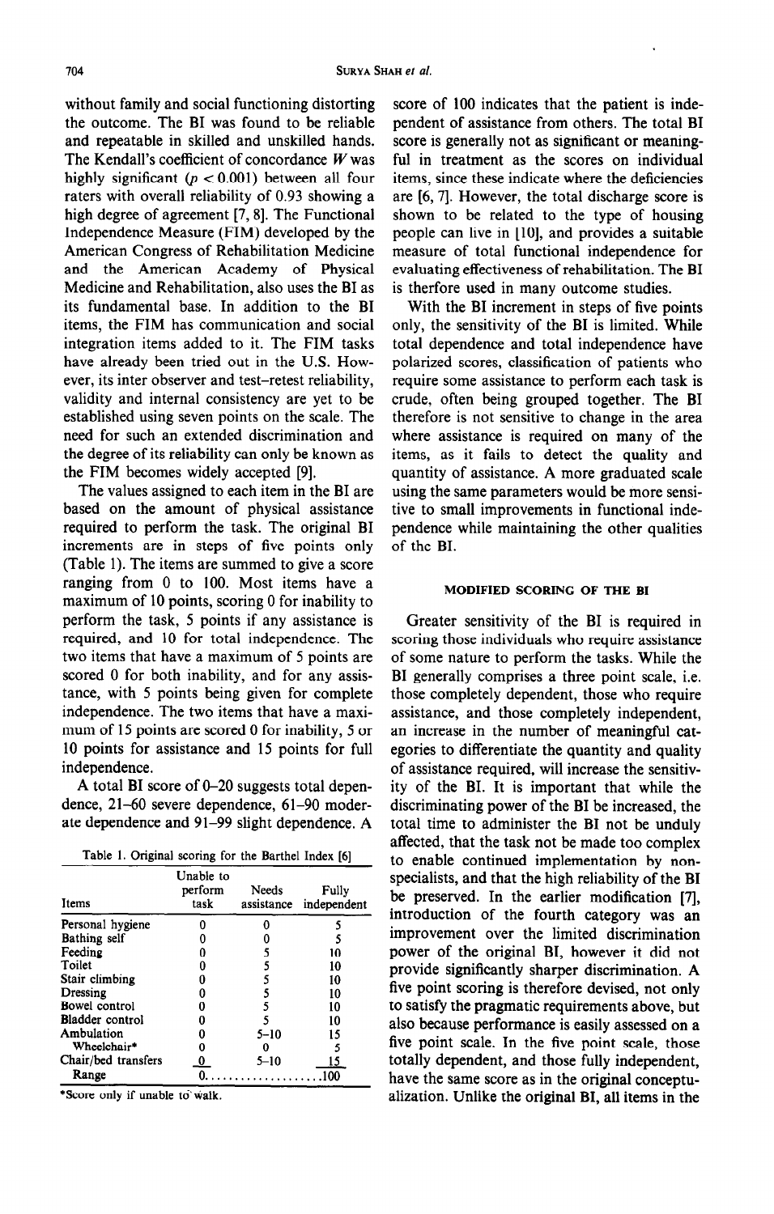without family and social functioning distorting the outcome. The BI was found to be reliable and repeatable in skilled and unskilled hands. The Kendall's coefficient of concordance $W$ was highly significant ($p < 0.001$) between all four raters with overall reliability of 0.93 showing a high degree of agreement [7, 8]. The Functional Independence Measure (FIM) developed by the American Congress of Rehabilitation Medicine and the American Academy of Physical Medicine and Rehabilitation, also uses the BI as its fundamental base. In addition to the BI items, the FIM has communication and social integration items added to it. The FIM tasks have already been tried out in the U.S. However, its inter observer and test–retest reliability, validity and internal consistency are yet to be established using seven points on the scale. The need for such an extended discrimination and the degree of its reliability can only be known as the FIM becomes widely accepted [9].

The values assigned to each item in the BI are based on the amount of physical assistance required to perform the task. The original BI increments are in steps of five points only (Table 1). The items are summed to give a score ranging from 0 to 100. Most items have a maximum of 10 points, scoring 0 for inability to perform the task, 5 points if any assistance is required, and 10 for total independence. The two items that have a maximum of 5 points are scored 0 for both inability, and for any assistance, with 5 points being given for complete independence. The two items that have a maximum of 15 points are scored 0 for inability, 5 or 10 points for assistance and 15 points for full independence.

A total BI score of 0–20 suggests total dependence, 21–60 severe dependence, 61–90 moderate dependence and 91–99 slight dependence. A score of 100 indicates that the patient is independent of assistance from others. The total BI score is generally not as significant or meaningful in treatment as the scores on individual items, since these indicate where the deficiencies are [6, 7]. However, the total discharge score is shown to be related to the type of housing people can live in [10], and provides a suitable measure of total functional independence for evaluating effectiveness of rehabilitation. The BI is therfore used in many outcome studies.

Table 1. Original scoring for the Barthel Index [6]

| Items | Unable to perform task | Needs assistance | Fully independent |
|---|---|---|---|
| Personal hygiene | 0 | 0 | 5 |
| Bathing self | 0 | 0 | 5 |
| Feeding | 0 | 5 | 10 |
| Toilet | 0 | 5 | 10 |
| Stair climbing | 0 | 5 | 10 |
| Dressing | 0 | 5 | 10 |
| Bowel control | 0 | 5 | 10 |
| Bladder control | 0 | 5 | 10 |
| Ambulation | 0 | 5–10 | 15 |
| Wheelchair* | 0 | 0 | 5 |
| Chair/bed transfers | 0 | 5–10 | 15 |
| Range | 0 | .................... | 100 |

*Score only if unable to walk.

With the BI increment in steps of five points only, the sensitivity of the BI is limited. While total dependence and total independence have polarized scores, classification of patients who require some assistance to perform each task is crude, often being grouped together. The BI therefore is not sensitive to change in the area where assistance is required on many of the items, as it fails to detect the quality and quantity of assistance. A more graduated scale using the same parameters would be more sensitive to small improvements in functional independence while maintaining the other qualities of the BI.

## MODIFIED SCORING OF THE BI

Greater sensitivity of the BI is required in scoring those individuals who require assistance of some nature to perform the tasks. While the BI generally comprises a three point scale, i.e. those completely dependent, those who require assistance, and those completely independent, an increase in the number of meaningful categories to differentiate the quantity and quality of assistance required, will increase the sensitivity of the BI. It is important that while the discriminating power of the BI be increased, the total time to administer the BI not be unduly affected, that the task not be made too complex to enable continued implementation by non-specialists, and that the high reliability of the BI be preserved. In the earlier modification [7], introduction of the fourth category was an improvement over the limited discrimination power of the original BI, however it did not provide significantly sharper discrimination. A five point scoring is therefore devised, not only to satisfy the pragmatic requirements above, but also because performance is easily assessed on a five point scale. In the five point scale, those totally dependent, and those fully independent, have the same score as in the original conceptualization. Unlike the original BI, all items in the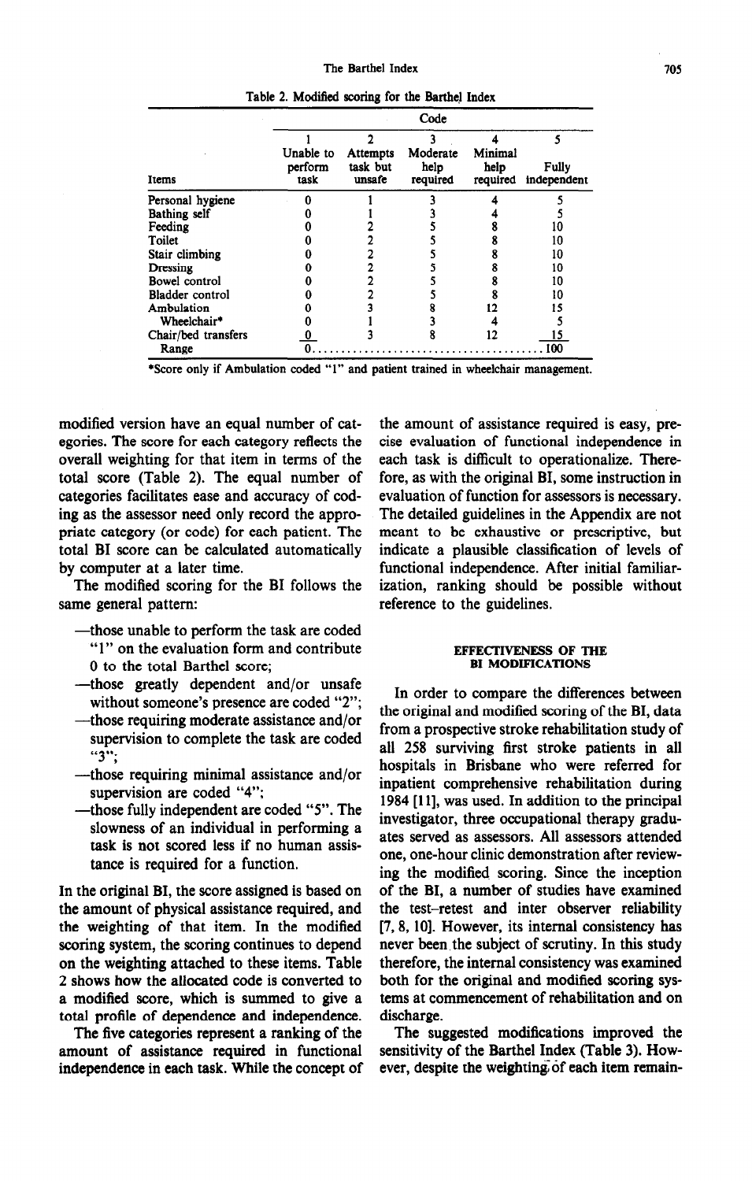Table 2. Modified scoring for the Barthel Index

| Items | Code 1 Unable to perform task | Code 2 Attempts task but unsafe | Code 3 Moderate help required | Code 4 Minimal help required | Code 5 Fully independent |
|---|---|---|---|---|---|
| Personal hygiene | 0 | 1 | 3 | 4 | 5 |
| Bathing self | 0 | 1 | 3 | 4 | 5 |
| Feeding | 0 | 2 | 5 | 8 | 10 |
| Toilet | 0 | 2 | 5 | 8 | 10 |
| Stair climbing | 0 | 2 | 5 | 8 | 10 |
| Dressing | 0 | 2 | 5 | 8 | 10 |
| Bowel control | 0 | 2 | 5 | 8 | 10 |
| Bladder control | 0 | 2 | 5 | 8 | 10 |
| Ambulation | 0 | 3 | 8 | 12 | 15 |
| Wheelchair* | 0 | 1 | 3 | 4 | 5 |
| Chair/bed transfers | 0 | 3 | 8 | 12 | 15 |
| Range | 0 | | | | 100 |

*Score only if Ambulation coded "1" and patient trained in wheelchair management.

modified version have an equal number of categories. The score for each category reflects the overall weighting for that item in terms of the total score (Table 2). The equal number of categories facilitates ease and accuracy of coding as the assessor need only record the appropriate category (or code) for each patient. The total BI score can be calculated automatically by computer at a later time.

The modified scoring for the BI follows the same general pattern:

- —those unable to perform the task are coded "1" on the evaluation form and contribute 0 to the total Barthel score;
- —those greatly dependent and/or unsafe without someone's presence are coded "2";
- —those requiring moderate assistance and/or supervision to complete the task are coded "3";
- —those requiring minimal assistance and/or supervision are coded "4";
- —those fully independent are coded "5". The slowness of an individual in performing a task is not scored less if no human assistance is required for a function.

In the original BI, the score assigned is based on the amount of physical assistance required, and the weighting of that item. In the modified scoring system, the scoring continues to depend on the weighting attached to these items. Table 2 shows how the allocated code is converted to a modified score, which is summed to give a total profile of dependence and independence.

The five categories represent a ranking of the amount of assistance required in functional independence in each task. While the concept of the amount of assistance required is easy, precise evaluation of functional independence in each task is difficult to operationalize. Therefore, as with the original BI, some instruction in evaluation of function for assessors is necessary. The detailed guidelines in the Appendix are not meant to be exhaustive or prescriptive, but indicate a plausible classification of levels of functional independence. After initial familiarization, ranking should be possible without reference to the guidelines.

## EFFECTIVENESS OF THE BI MODIFICATIONS

In order to compare the differences between the original and modified scoring of the BI, data from a prospective stroke rehabilitation study of all 258 surviving first stroke patients in all hospitals in Brisbane who were referred for inpatient comprehensive rehabilitation during 1984 [11], was used. In addition to the principal investigator, three occupational therapy graduates served as assessors. All assessors attended one, one-hour clinic demonstration after reviewing the modified scoring. Since the inception of the BI, a number of studies have examined the test–retest and inter observer reliability [7, 8, 10]. However, its internal consistency has never been the subject of scrutiny. In this study therefore, the internal consistency was examined both for the original and modified scoring systems at commencement of rehabilitation and on discharge.

The suggested modifications improved the sensitivity of the Barthel Index (Table 3). However, despite the weighting of each item remain-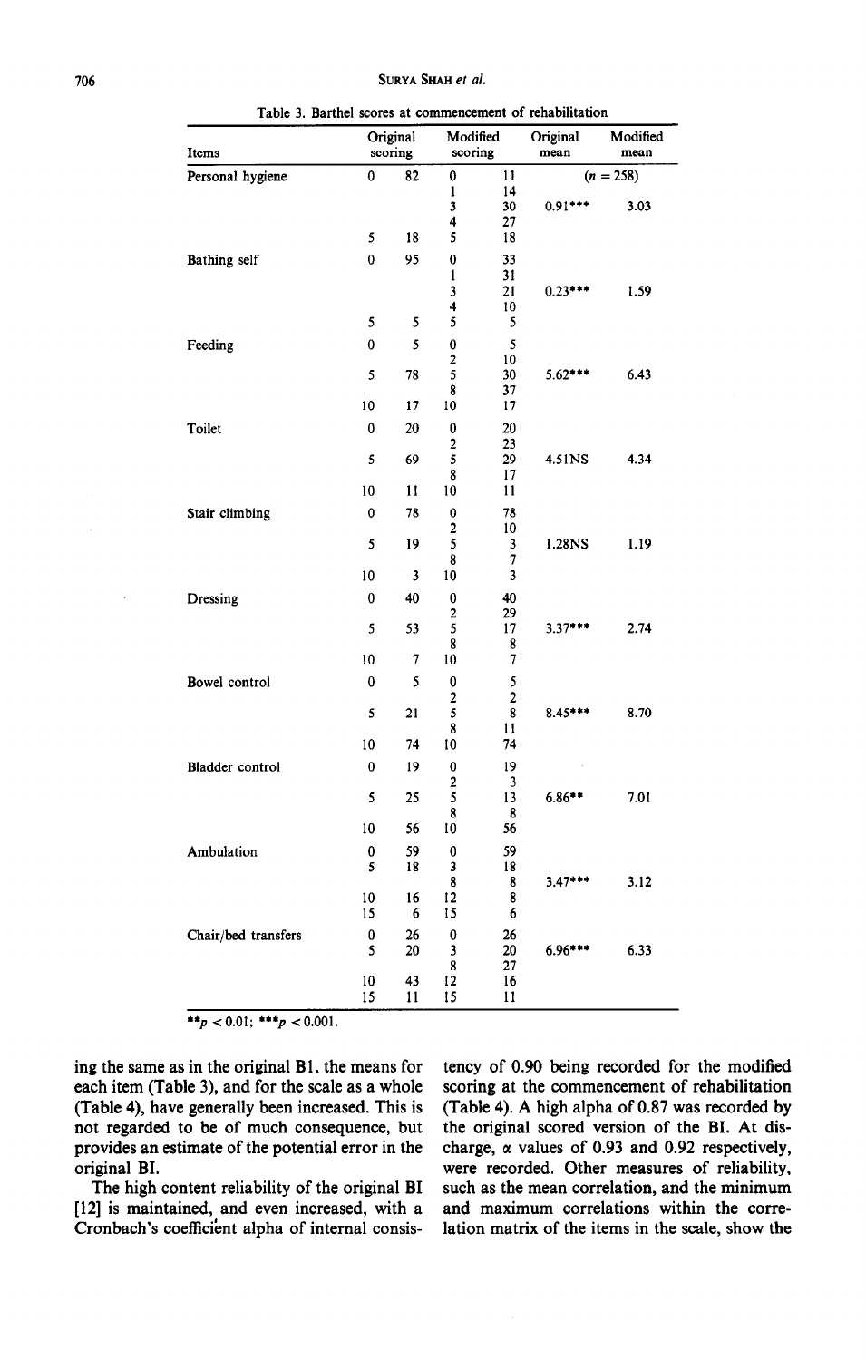Table 3. Barthel scores at commencement of rehabilitation

| Items | Original scoring | | Modified scoring | | Original mean | Modified mean |
|---|---|---|---|---|---|---|
| Personal hygiene | 0 | 82 | 0 | 11 | ($n = 258$) | |
| | | | 1 | 14 | | |
| | | | 3 | 30 | 0.91*** | 3.03 |
| | | | 4 | 27 | | |
| | 5 | 18 | 5 | 18 | | |
| Bathing self | 0 | 95 | 0 | 33 | | |
| | | | 1 | 31 | | |
| | | | 3 | 21 | 0.23*** | 1.59 |
| | | | 4 | 10 | | |
| | 5 | 5 | 5 | 5 | | |
| Feeding | 0 | 5 | 0 | 5 | | |
| | | | 2 | 10 | | |
| | 5 | 78 | 5 | 30 | 5.62*** | 6.43 |
| | | | 8 | 37 | | |
| | 10 | 17 | 10 | 17 | | |
| Toilet | 0 | 20 | 0 | 20 | | |
| | | | 2 | 23 | | |
| | 5 | 69 | 5 | 29 | 4.51NS | 4.34 |
| | | | 8 | 17 | | |
| | 10 | 11 | 10 | 11 | | |
| Stair climbing | 0 | 78 | 0 | 78 | | |
| | | | 2 | 10 | | |
| | 5 | 19 | 5 | 3 | 1.28NS | 1.19 |
| | | | 8 | 7 | | |
| | 10 | 3 | 10 | 3 | | |
| Dressing | 0 | 40 | 0 | 40 | | |
| | | | 2 | 29 | | |
| | 5 | 53 | 5 | 17 | 3.37*** | 2.74 |
| | | | 8 | 8 | | |
| | 10 | 7 | 10 | 7 | | |
| Bowel control | 0 | 5 | 0 | 5 | | |
| | | | 2 | 2 | | |
| | 5 | 21 | 5 | 8 | 8.45*** | 8.70 |
| | | | 8 | 11 | | |
| | 10 | 74 | 10 | 74 | | |
| Bladder control | 0 | 19 | 0 | 19 | | |
| | | | 2 | 3 | | |
| | 5 | 25 | 5 | 13 | 6.86** | 7.01 |
| | | | 8 | 8 | | |
| | 10 | 56 | 10 | 56 | | |
| Ambulation | 0 | 59 | 0 | 59 | | |
| | 5 | 18 | 3 | 18 | | |
| | | | 8 | 8 | 3.47*** | 3.12 |
| | 10 | 16 | 12 | 8 | | |
| | 15 | 6 | 15 | 6 | | |
| Chair/bed transfers | 0 | 26 | 0 | 26 | | |
| | 5 | 20 | 3 | 20 | 6.96*** | 6.33 |
| | | | 8 | 27 | | |
| | 10 | 43 | 12 | 16 | | |
| | 15 | 11 | 15 | 11 | | |

** $p < 0.01$; *** $p < 0.001$.

ing the same as in the original BI, the means for each item (Table 3), and for the scale as a whole (Table 4), have generally been increased. This is not regarded to be of much consequence, but provides an estimate of the potential error in the original BI.

The high content reliability of the original BI [12] is maintained, and even increased, with a Cronbach's coefficient alpha of internal consistency of 0.90 being recorded for the modified scoring at the commencement of rehabilitation (Table 4). A high alpha of 0.87 was recorded by the original scored version of the BI. At discharge, $\alpha$ values of 0.93 and 0.92 respectively, were recorded. Other measures of reliability, such as the mean correlation, and the minimum and maximum correlations within the correlation matrix of the items in the scale, show the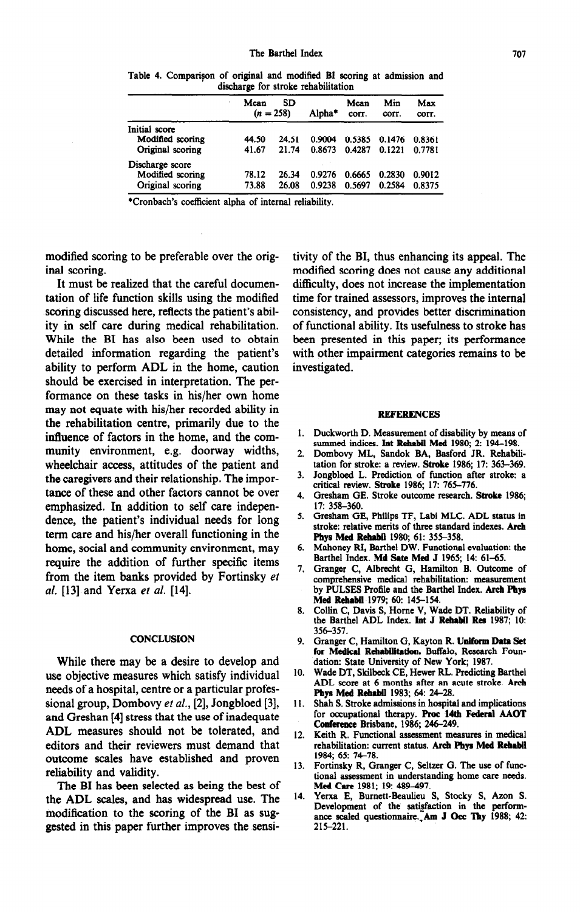Table 4. Comparison of original and modified BI scoring at admission and discharge for stroke rehabilitation

| | Mean | SD | Alpha* | Mean corr. | Min corr. | Max corr. |
|---|---|---|---|---|---|---|
| | ($n$ = 258) | | | | | |
| Initial score | | | | | | |
| Modified scoring | 44.50 | 24.51 | 0.9004 | 0.5385 | 0.1476 | 0.8361 |
| Original scoring | 41.67 | 21.74 | 0.8673 | 0.4287 | 0.1221 | 0.7781 |
| Discharge score | | | | | | |
| Modified scoring | 78.12 | 26.34 | 0.9276 | 0.6665 | 0.2830 | 0.9012 |
| Original scoring | 73.88 | 26.08 | 0.9238 | 0.5697 | 0.2584 | 0.8375 |

*Cronbach's coefficient alpha of internal reliability.

modified scoring to be preferable over the original scoring.

It must be realized that the careful documentation of life function skills using the modified scoring discussed here, reflects the patient's ability in self care during medical rehabilitation. While the BI has also been used to obtain detailed information regarding the patient's ability to perform ADL in the home, caution should be exercised in interpretation. The performance on these tasks in his/her own home may not equate with his/her recorded ability in the rehabilitation centre, primarily due to the influence of factors in the home, and the community environment, e.g. doorway widths, wheelchair access, attitudes of the patient and the caregivers and their relationship. The importance of these and other factors cannot be over emphasized. In addition to self care independence, the patient's individual needs for long term care and his/her overall functioning in the home, social and community environment, may require the addition of further specific items from the item banks provided by Fortinsky *et al.* [13] and Yerxa *et al.* [14].

## CONCLUSION

While there may be a desire to develop and use objective measures which satisfy individual needs of a hospital, centre or a particular professional group, Dombovy *et al.*, [2], Jongbloed [3], and Greshan [4] stress that the use of inadequate ADL measures should not be tolerated, and editors and their reviewers must demand that outcome scales have established and proven reliability and validity.

The BI has been selected as being the best of the ADL scales, and has widespread use. The modification to the scoring of the BI as suggested in this paper further improves the sensitivity of the BI, thus enhancing its appeal. The modified scoring does not cause any additional difficulty, does not increase the implementation time for trained assessors, improves the internal consistency, and provides better discrimination of functional ability. Its usefulness to stroke has been presented in this paper; its performance with other impairment categories remains to be investigated.

## REFERENCES

1. Duckworth D. Measurement of disability by means of summed indices. **Int Rehabil Med** 1980; 2: 194–198.
2. Dombovy ML, Sandok BA, Basford JR. Rehabilitation for stroke: a review. **Stroke** 1986; 17: 363–369.
3. Jongbloed L. Prediction of function after stroke: a critical review. **Stroke** 1986; 17: 765–776.
4. Gresham GE. Stroke outcome research. **Stroke** 1986; 17: 358–360.
5. Gresham GE, Philips TF, Labi MLC. ADL status in stroke: relative merits of three standard indexes. **Arch Phys Med Rehabil** 1980; 61: 355–358.
6. Mahoney RI, Barthel DW. Functional evaluation: the Barthel Index. **Md Sate Med J** 1965; 14: 61–65.
7. Granger C, Albrecht G, Hamilton B. Outcome of comprehensive medical rehabilitation: measurement by PULSES Profile and the Barthel Index. **Arch Phys Med Rehabil** 1979; 60: 145–154.
8. Collin C, Davis S, Horne V, Wade DT. Reliability of the Barthel ADL Index. **Int J Rehabil Res** 1987; 10: 356–357.
9. Granger C, Hamilton G, Kayton R. **Uniform Data Set for Medical Rehabilitation.** Buffalo, Research Foundation: State University of New York; 1987.
10. Wade DT, Skilbeck CE, Hewer RL. Predicting Barthel ADL score at 6 months after an acute stroke. **Arch Phys Med Rehabil** 1983; 64: 24–28.
11. Shah S. Stroke admissions in hospital and implications for occupational therapy. **Proc 14th Federal AAOT Conference** Brisbane, 1986; 246–249.
12. Keith R. Functional assessment measures in medical rehabilitation: current status. **Arch Phys Med Rehabil** 1984; 65: 74–78.
13. Fortinsky R, Granger C, Seltzer G. The use of functional assessment in understanding home care needs. **Med Care** 1981; 19: 489–497.
14. Yerxa E, Burnett-Beaulieu S, Stocky S, Azon S. Development of the satisfaction in the performance scaled questionnaire. **Am J Occ Thy** 1988; 42: 215–221.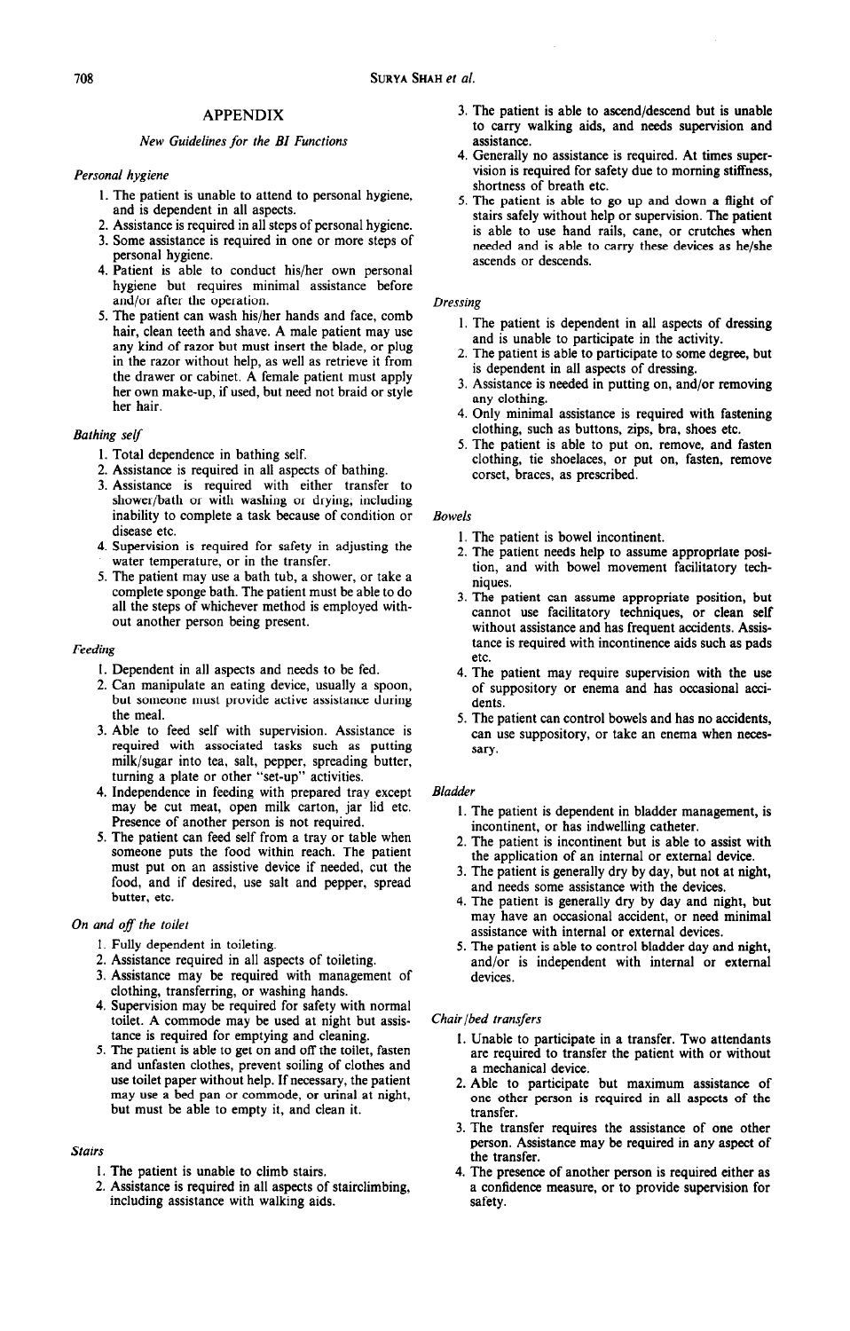## APPENDIX

### *New Guidelines for the BI Functions*

*Personal hygiene*

1. The patient is unable to attend to personal hygiene, and is dependent in all aspects.
2. Assistance is required in all steps of personal hygiene.
3. Some assistance is required in one or more steps of personal hygiene.
4. Patient is able to conduct his/her own personal hygiene but requires minimal assistance before and/or after the operation.
5. The patient can wash his/her hands and face, comb hair, clean teeth and shave. A male patient may use any kind of razor but must insert the blade, or plug in the razor without help, as well as retrieve it from the drawer or cabinet. A female patient must apply her own make-up, if used, but need not braid or style her hair.

*Bathing self*

1. Total dependence in bathing self.
2. Assistance is required in all aspects of bathing.
3. Assistance is required with either transfer to shower/bath or with washing or drying; including inability to complete a task because of condition or disease etc.
4. Supervision is required for safety in adjusting the water temperature, or in the transfer.
5. The patient may use a bath tub, a shower, or take a complete sponge bath. The patient must be able to do all the steps of whichever method is employed without another person being present.

*Feeding*

1. Dependent in all aspects and needs to be fed.
2. Can manipulate an eating device, usually a spoon, but someone must provide active assistance during the meal.
3. Able to feed self with supervision. Assistance is required with associated tasks such as putting milk/sugar into tea, salt, pepper, spreading butter, turning a plate or other "set-up" activities.
4. Independence in feeding with prepared tray except may be cut meat, open milk carton, jar lid etc. Presence of another person is not required.
5. The patient can feed self from a tray or table when someone puts the food within reach. The patient must put on an assistive device if needed, cut the food, and if desired, use salt and pepper, spread butter, etc.

*On and off the toilet*

1. Fully dependent in toileting.
2. Assistance required in all aspects of toileting.
3. Assistance may be required with management of clothing, transferring, or washing hands.
4. Supervision may be required for safety with normal toilet. A commode may be used at night but assistance is required for emptying and cleaning.
5. The patient is able to get on and off the toilet, fasten and unfasten clothes, prevent soiling of clothes and use toilet paper without help. If necessary, the patient may use a bed pan or commode, or urinal at night, but must be able to empty it, and clean it.

*Stairs*

1. The patient is unable to climb stairs.
2. Assistance is required in all aspects of stairclimbing, including assistance with walking aids.
3. The patient is able to ascend/descend but is unable to carry walking aids, and needs supervision and assistance.
4. Generally no assistance is required. At times supervision is required for safety due to morning stiffness, shortness of breath etc.
5. The patient is able to go up and down a flight of stairs safely without help or supervision. The patient is able to use hand rails, cane, or crutches when needed and is able to carry these devices as he/she ascends or descends.

*Dressing*

1. The patient is dependent in all aspects of dressing and is unable to participate in the activity.
2. The patient is able to participate to some degree, but is dependent in all aspects of dressing.
3. Assistance is needed in putting on, and/or removing any clothing.
4. Only minimal assistance is required with fastening clothing, such as buttons, zips, bra, shoes etc.
5. The patient is able to put on, remove, and fasten clothing, tie shoelaces, or put on, fasten, remove corset, braces, as prescribed.

*Bowels*

1. The patient is bowel incontinent.
2. The patient needs help to assume appropriate position, and with bowel movement facilitatory techniques.
3. The patient can assume appropriate position, but cannot use facilitatory techniques, or clean self without assistance and has frequent accidents. Assistance is required with incontinence aids such as pads etc.
4. The patient may require supervision with the use of suppository or enema and has occasional accidents.
5. The patient can control bowels and has no accidents, can use suppository, or take an enema when necessary.

*Bladder*

1. The patient is dependent in bladder management, is incontinent, or has indwelling catheter.
2. The patient is incontinent but is able to assist with the application of an internal or external device.
3. The patient is generally dry by day, but not at night, and needs some assistance with the devices.
4. The patient is generally dry by day and night, but may have an occasional accident, or need minimal assistance with internal or external devices.
5. The patient is able to control bladder day and night, and/or is independent with internal or external devices.

*Chair/bed transfers*

1. Unable to participate in a transfer. Two attendants are required to transfer the patient with or without a mechanical device.
2. Able to participate but maximum assistance of one other person is required in all aspects of the transfer.
3. The transfer requires the assistance of one other person. Assistance may be required in any aspect of the transfer.
4. The presence of another person is required either as a confidence measure, or to provide supervision for safety.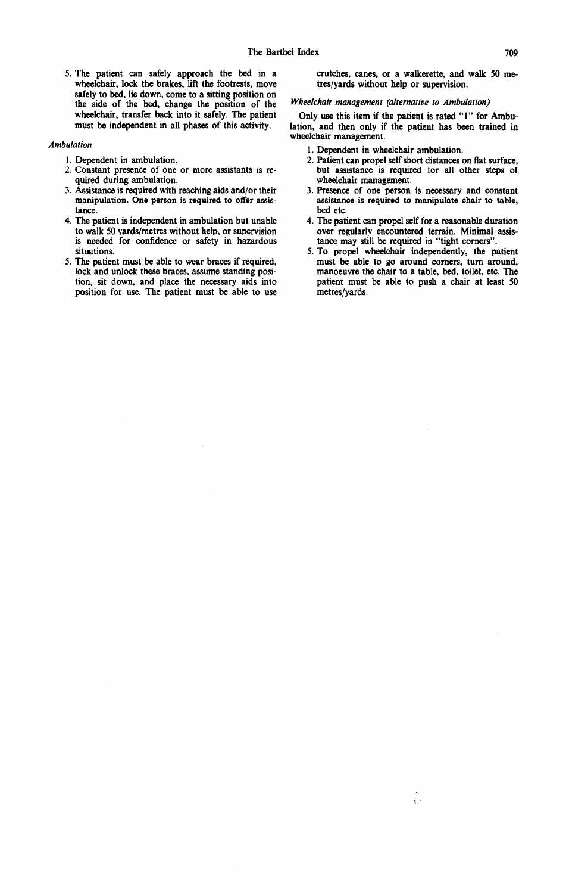5. The patient can safely approach the bed in a wheelchair, lock the brakes, lift the footrests, move safely to bed, lie down, come to a sitting position on the side of the bed, change the position of the wheelchair, transfer back into it safely. The patient must be independent in all phases of this activity.

*Ambulation*

1. Dependent in ambulation.
2. Constant presence of one or more assistants is required during ambulation.
3. Assistance is required with reaching aids and/or their manipulation. One person is required to offer assistance.
4. The patient is independent in ambulation but unable to walk 50 yards/metres without help, or supervision is needed for confidence or safety in hazardous situations.
5. The patient must be able to wear braces if required, lock and unlock these braces, assume standing position, sit down, and place the necessary aids into position for use. The patient must be able to use crutches, canes, or a walkerette, and walk 50 metres/yards without help or supervision.

*Wheelchair management (alternative to Ambulation)*

Only use this item if the patient is rated "1" for Ambulation, and then only if the patient has been trained in wheelchair management.

1. Dependent in wheelchair ambulation.
2. Patient can propel self short distances on flat surface, but assistance is required for all other steps of wheelchair management.
3. Presence of one person is necessary and constant assistance is required to manipulate chair to table, bed etc.
4. The patient can propel self for a reasonable duration over regularly encountered terrain. Minimal assistance may still be required in "tight corners".
5. To propel wheelchair independently, the patient must be able to go around corners, turn around, manoeuvre the chair to a table, bed, toilet, etc. The patient must be able to push a chair at least 50 metres/yards.